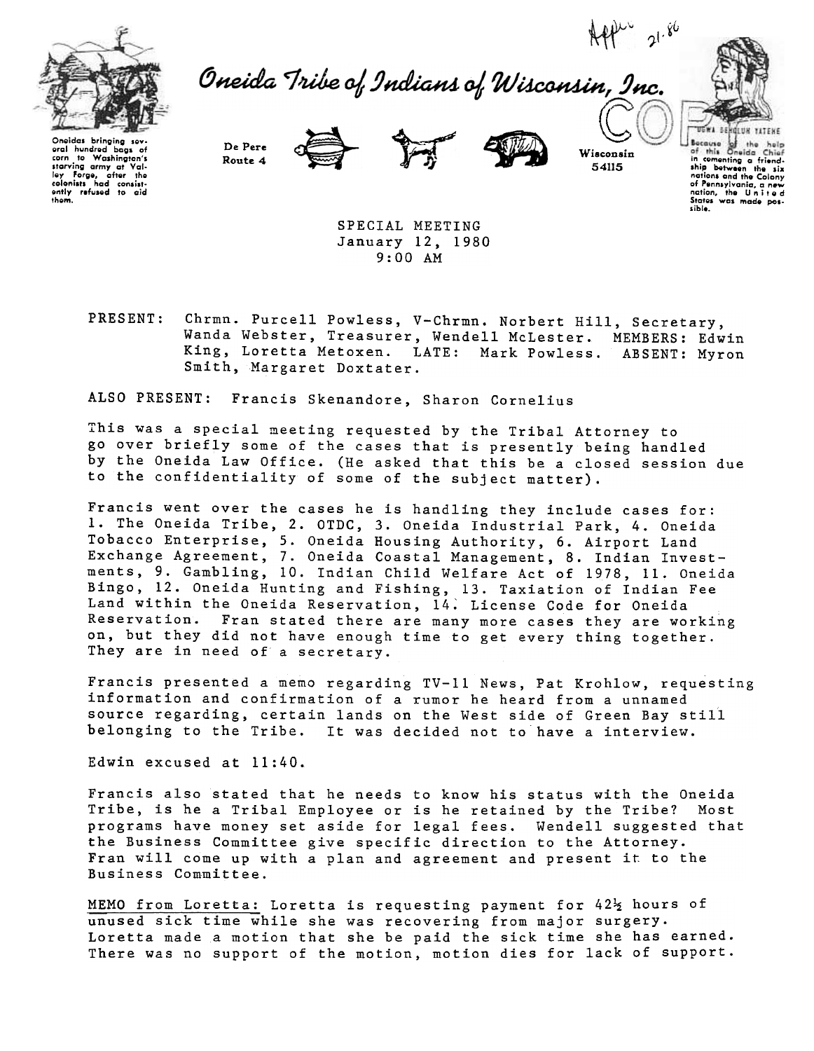Appr 21-86

# Oneida Tribe of Indians of Wisconsin, Inc.

Oneidas bringing several hundred bags of corn to Washington's starving army at Valley Forge, after the colonists had consistently refused to aid them.

De Pere
Route 4

Wisconsin
54115

COPY

UGWA DEHOLUH YATEHE
Because of the help of this Oneida Chief in cementing a friendship between the six nations and the Colony of Pennsylvania, a new nation, the United States was made possible.

SPECIAL MEETING
January 12, 1980
9:00 AM

PRESENT: Chrmn. Purcell Powless, V-Chrmn. Norbert Hill, Secretary, Wanda Webster, Treasurer, Wendell McLester. MEMBERS: Edwin King, Loretta Metoxen. LATE: Mark Powless. ABSENT: Myron Smith, Margaret Doxtater.

ALSO PRESENT: Francis Skenandore, Sharon Cornelius

This was a special meeting requested by the Tribal Attorney to go over briefly some of the cases that is presently being handled by the Oneida Law Office. (He asked that this be a closed session due to the confidentiality of some of the subject matter).

Francis went over the cases he is handling they include cases for: 1. The Oneida Tribe, 2. OTDC, 3. Oneida Industrial Park, 4. Oneida Tobacco Enterprise, 5. Oneida Housing Authority, 6. Airport Land Exchange Agreement, 7. Oneida Coastal Management, 8. Indian Investments, 9. Gambling, 10. Indian Child Welfare Act of 1978, 11. Oneida Bingo, 12. Oneida Hunting and Fishing, 13. Taxiation of Indian Fee Land within the Oneida Reservation, 14. License Code for Oneida Reservation. Fran stated there are many more cases they are working on, but they did not have enough time to get every thing together. They are in need of a secretary.

Francis presented a memo regarding TV-11 News, Pat Krohlow, requesting information and confirmation of a rumor he heard from a unnamed source regarding, certain lands on the West side of Green Bay still belonging to the Tribe. It was decided not to have a interview.

Edwin excused at 11:40.

Francis also stated that he needs to know his status with the Oneida Tribe, is he a Tribal Employee or is he retained by the Tribe? Most programs have money set aside for legal fees. Wendell suggested that the Business Committee give specific direction to the Attorney. Fran will come up with a plan and agreement and present it to the Business Committee.

MEMO from Loretta: Loretta is requesting payment for 42½ hours of unused sick time while she was recovering from major surgery. Loretta made a motion that she be paid the sick time she has earned. There was no support of the motion, motion dies for lack of support.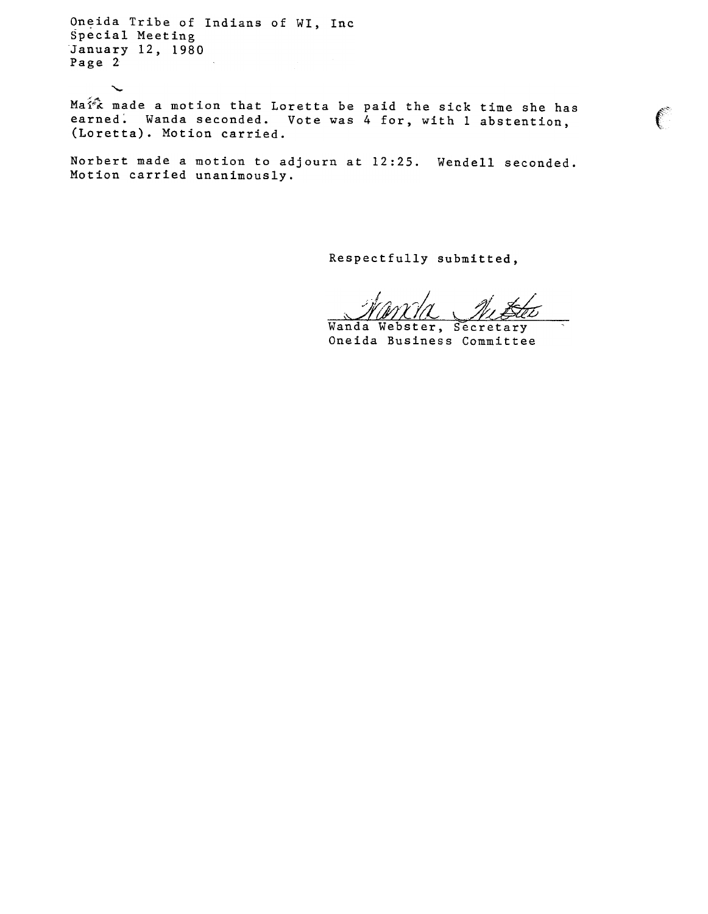Mark made a motion that Loretta be paid the sick time she has earned. Wanda seconded. Vote was 4 for, with 1 abstention, (Loretta). Motion carried.

Norbert made a motion to adjourn at 12:25. Wendell seconded. Motion carried unanimously.

Respectfully submitted,

Wanda Webster, Secretary
Oneida Business Committee